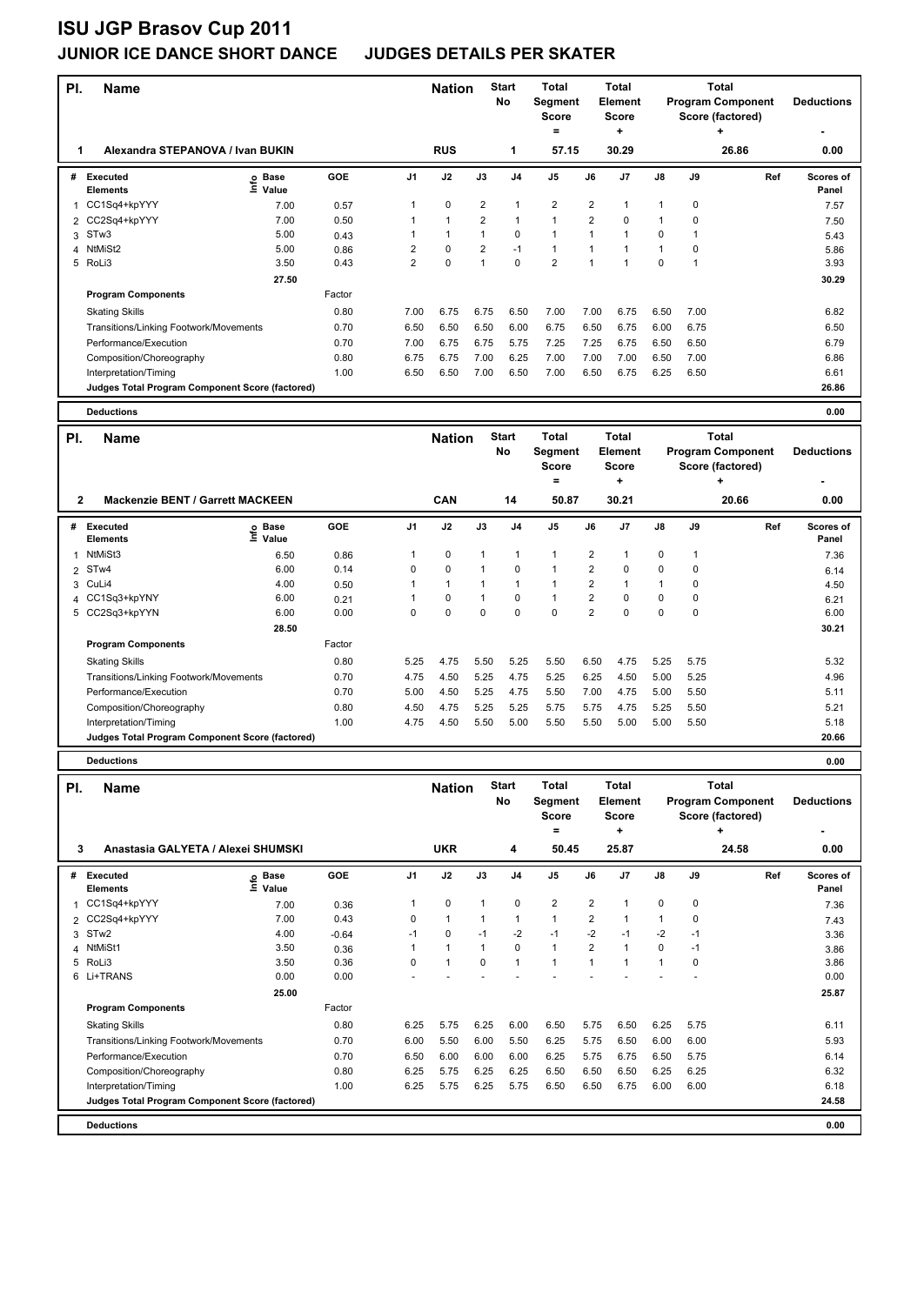# ISU JGP Brasov Cup 2011

## JUNIOR ICE DANCE SHORT DANCE JUDGES DETAILS PER SKATER

| Pl. | Name | Nation | Start No | Total Segment Score = | Total Element Score + | Total Program Component Score (factored) + | Deductions - |
|---|---|---|---|---|---|---|---|
| 1 | Alexandra STEPANOVA / Ivan BUKIN | RUS | 1 | 57.15 | 30.29 | 26.86 | 0.00 |

| # | Executed Elements | Info | Base Value | GOE | J1 | J2 | J3 | J4 | J5 | J6 | J7 | J8 | J9 | Ref | Scores of Panel |
|---|---|---|---|---|---|---|---|---|---|---|---|---|---|---|---|
| 1 | CC1Sq4+kpYYY | | 7.00 | 0.57 | 1 | 0 | 2 | 1 | 2 | 2 | 1 | 1 | 0 | | 7.57 |
| 2 | CC2Sq4+kpYYY | | 7.00 | 0.50 | 1 | 1 | 2 | 1 | 1 | 2 | 0 | 1 | 0 | | 7.50 |
| 3 | STw3 | | 5.00 | 0.43 | 1 | 1 | 1 | 0 | 1 | 1 | 1 | 0 | 1 | | 5.43 |
| 4 | NtMiSt2 | | 5.00 | 0.86 | 2 | 0 | 2 | -1 | 1 | 1 | 1 | 1 | 0 | | 5.86 |
| 5 | RoLi3 | | 3.50 | 0.43 | 2 | 0 | 1 | 0 | 2 | 1 | 1 | 0 | 1 | | 3.93 |
| | | | 27.50 | | | | | | | | | | | | 30.29 |
| | **Program Components** | | | Factor | | | | | | | | | | | |
| | Skating Skills | | | 0.80 | 7.00 | 6.75 | 6.75 | 6.50 | 7.00 | 7.00 | 6.75 | 6.50 | 7.00 | | 6.82 |
| | Transitions/Linking Footwork/Movements | | | 0.70 | 6.50 | 6.50 | 6.50 | 6.00 | 6.75 | 6.50 | 6.75 | 6.00 | 6.75 | | 6.50 |
| | Performance/Execution | | | 0.70 | 7.00 | 6.75 | 6.75 | 5.75 | 7.25 | 7.25 | 6.75 | 6.50 | 6.50 | | 6.79 |
| | Composition/Choreography | | | 0.80 | 6.75 | 6.75 | 7.00 | 6.25 | 7.00 | 7.00 | 7.00 | 6.50 | 7.00 | | 6.86 |
| | Interpretation/Timing | | | 1.00 | 6.50 | 6.50 | 7.00 | 6.50 | 7.00 | 6.50 | 6.75 | 6.25 | 6.50 | | 6.61 |
| | **Judges Total Program Component Score (factored)** | | | | | | | | | | | | | | 26.86 |
| | **Deductions** | | | | | | | | | | | | | | 0.00 |

| Pl. | Name | Nation | Start No | Total Segment Score = | Total Element Score + | Total Program Component Score (factored) + | Deductions - |
|---|---|---|---|---|---|---|---|
| 2 | Mackenzie BENT / Garrett MACKEEN | CAN | 14 | 50.87 | 30.21 | 20.66 | 0.00 |

| # | Executed Elements | Info | Base Value | GOE | J1 | J2 | J3 | J4 | J5 | J6 | J7 | J8 | J9 | Ref | Scores of Panel |
|---|---|---|---|---|---|---|---|---|---|---|---|---|---|---|---|
| 1 | NtMiSt3 | | 6.50 | 0.86 | 1 | 0 | 1 | 1 | 1 | 2 | 1 | 0 | 1 | | 7.36 |
| 2 | STw4 | | 6.00 | 0.14 | 0 | 0 | 1 | 0 | 1 | 2 | 0 | 0 | 0 | | 6.14 |
| 3 | CuLi4 | | 4.00 | 0.50 | 1 | 1 | 1 | 1 | 1 | 2 | 1 | 1 | 0 | | 4.50 |
| 4 | CC1Sq3+kpYNY | | 6.00 | 0.21 | 1 | 0 | 1 | 0 | 1 | 2 | 0 | 0 | 0 | | 6.21 |
| 5 | CC2Sq3+kpYYN | | 6.00 | 0.00 | 0 | 0 | 0 | 0 | 0 | 2 | 0 | 0 | 0 | | 6.00 |
| | | | 28.50 | | | | | | | | | | | | 30.21 |
| | **Program Components** | | | Factor | | | | | | | | | | | |
| | Skating Skills | | | 0.80 | 5.25 | 4.75 | 5.50 | 5.25 | 5.50 | 6.50 | 4.75 | 5.25 | 5.75 | | 5.32 |
| | Transitions/Linking Footwork/Movements | | | 0.70 | 4.75 | 4.50 | 5.25 | 4.75 | 5.25 | 6.25 | 4.50 | 5.00 | 5.25 | | 4.96 |
| | Performance/Execution | | | 0.70 | 5.00 | 4.50 | 5.25 | 4.75 | 5.50 | 7.00 | 4.75 | 5.00 | 5.50 | | 5.11 |
| | Composition/Choreography | | | 0.80 | 4.50 | 4.75 | 5.25 | 5.25 | 5.75 | 5.75 | 4.75 | 5.25 | 5.50 | | 5.21 |
| | Interpretation/Timing | | | 1.00 | 4.75 | 4.50 | 5.50 | 5.00 | 5.50 | 5.50 | 5.00 | 5.00 | 5.50 | | 5.18 |
| | **Judges Total Program Component Score (factored)** | | | | | | | | | | | | | | 20.66 |
| | **Deductions** | | | | | | | | | | | | | | 0.00 |

| Pl. | Name | Nation | Start No | Total Segment Score = | Total Element Score + | Total Program Component Score (factored) + | Deductions - |
|---|---|---|---|---|---|---|---|
| 3 | Anastasia GALYETA / Alexei SHUMSKI | UKR | 4 | 50.45 | 25.87 | 24.58 | 0.00 |

| # | Executed Elements | Info | Base Value | GOE | J1 | J2 | J3 | J4 | J5 | J6 | J7 | J8 | J9 | Ref | Scores of Panel |
|---|---|---|---|---|---|---|---|---|---|---|---|---|---|---|---|
| 1 | CC1Sq4+kpYYY | | 7.00 | 0.36 | 1 | 0 | 1 | 0 | 2 | 2 | 1 | 0 | 0 | | 7.36 |
| 2 | CC2Sq4+kpYYY | | 7.00 | 0.43 | 0 | 1 | 1 | 1 | 1 | 2 | 1 | 1 | 0 | | 7.43 |
| 3 | STw2 | | 4.00 | -0.64 | -1 | 0 | -1 | -2 | -1 | -2 | -1 | -2 | -1 | | 3.36 |
| 4 | NtMiSt1 | | 3.50 | 0.36 | 1 | 1 | 1 | 0 | 1 | 2 | 1 | 0 | -1 | | 3.86 |
| 5 | RoLi3 | | 3.50 | 0.36 | 0 | 1 | 0 | 1 | 1 | 1 | 1 | 1 | 0 | | 3.86 |
| 6 | Li+TRANS | | 0.00 | 0.00 | - | - | - | - | - | - | - | - | - | | 0.00 |
| | | | 25.00 | | | | | | | | | | | | 25.87 |
| | **Program Components** | | | Factor | | | | | | | | | | | |
| | Skating Skills | | | 0.80 | 6.25 | 5.75 | 6.25 | 6.00 | 6.50 | 5.75 | 6.50 | 6.25 | 5.75 | | 6.11 |
| | Transitions/Linking Footwork/Movements | | | 0.70 | 6.00 | 5.50 | 6.00 | 5.50 | 6.25 | 5.75 | 6.50 | 6.00 | 6.00 | | 5.93 |
| | Performance/Execution | | | 0.70 | 6.50 | 6.00 | 6.00 | 6.00 | 6.25 | 5.75 | 6.75 | 6.50 | 5.75 | | 6.14 |
| | Composition/Choreography | | | 0.80 | 6.25 | 5.75 | 6.25 | 6.25 | 6.50 | 6.50 | 6.50 | 6.25 | 6.25 | | 6.32 |
| | Interpretation/Timing | | | 1.00 | 6.25 | 5.75 | 6.25 | 5.75 | 6.50 | 6.50 | 6.75 | 6.00 | 6.00 | | 6.18 |
| | **Judges Total Program Component Score (factored)** | | | | | | | | | | | | | | 24.58 |
| | **Deductions** | | | | | | | | | | | | | | 0.00 |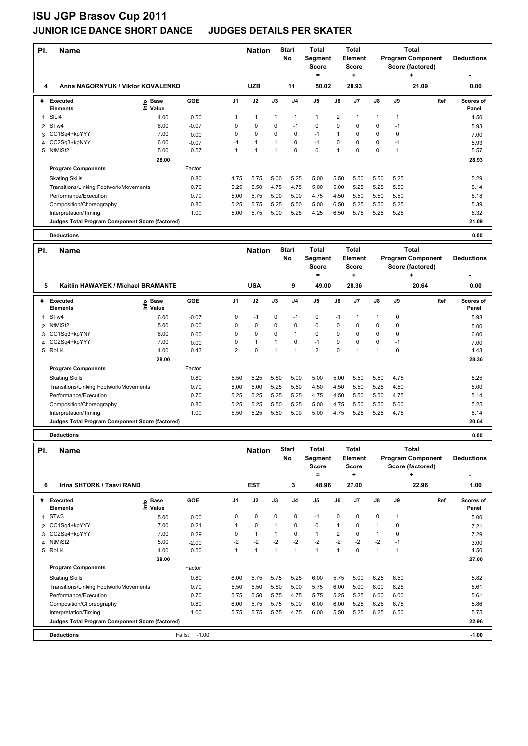# ISU JGP Brasov Cup 2011

## JUNIOR ICE DANCE SHORT DANCE JUDGES DETAILS PER SKATER

| Pl. | Name | Nation | Start No | Total Segment Score = | Total Element Score + | Total Program Component Score (factored) + | Deductions - |
|---|---|---|---|---|---|---|---|
| 4 | Anna NAGORNYUK / Viktor KOVALENKO | UZB | 11 | 50.02 | 28.93 | 21.09 | 0.00 |

| # | Executed Elements | Info | Base Value | GOE | J1 | J2 | J3 | J4 | J5 | J6 | J7 | J8 | J9 | Ref | Scores of Panel |
|---|---|---|---|---|---|---|---|---|---|---|---|---|---|---|---|
| 1 | SlLi4 | | 4.00 | 0.50 | 1 | 1 | 1 | 1 | 1 | 2 | 1 | 1 | 1 | | 4.50 |
| 2 | STw4 | | 6.00 | -0.07 | 0 | 0 | 0 | -1 | 0 | 0 | 0 | 0 | -1 | | 5.93 |
| 3 | CC1Sq4+kpYYY | | 7.00 | 0.00 | 0 | 0 | 0 | 0 | -1 | 1 | 0 | 0 | 0 | | 7.00 |
| 4 | CC2Sq3+kpNYY | | 6.00 | -0.07 | -1 | 1 | 1 | 0 | -1 | 0 | 0 | 0 | -1 | | 5.93 |
| 5 | NtMiSt2 | | 5.00 | 0.57 | 1 | 1 | 1 | 0 | 0 | 1 | 0 | 0 | 1 | | 5.57 |
| | | | 28.00 | | | | | | | | | | | | 28.93 |
| | **Program Components** | | | Factor | | | | | | | | | | | |
| | Skating Skills | | | 0.80 | 4.75 | 5.75 | 5.00 | 5.25 | 5.00 | 5.50 | 5.50 | 5.50 | 5.25 | | 5.29 |
| | Transitions/Linking Footwork/Movements | | | 0.70 | 5.25 | 5.50 | 4.75 | 4.75 | 5.00 | 5.00 | 5.25 | 5.25 | 5.50 | | 5.14 |
| | Performance/Execution | | | 0.70 | 5.00 | 5.75 | 5.00 | 5.00 | 4.75 | 4.50 | 5.50 | 5.50 | 5.50 | | 5.18 |
| | Composition/Choreography | | | 0.80 | 5.25 | 5.75 | 5.25 | 5.50 | 5.00 | 6.50 | 5.25 | 5.50 | 5.25 | | 5.39 |
| | Interpretation/Timing | | | 1.00 | 5.00 | 5.75 | 5.00 | 5.25 | 4.25 | 6.50 | 5.75 | 5.25 | 5.25 | | 5.32 |
| | **Judges Total Program Component Score (factored)** | | | | | | | | | | | | | | 21.09 |
| | **Deductions** | | | | | | | | | | | | | | 0.00 |

| Pl. | Name | Nation | Start No | Total Segment Score = | Total Element Score + | Total Program Component Score (factored) + | Deductions - |
|---|---|---|---|---|---|---|---|
| 5 | Kaitlin HAWAYEK / Michael BRAMANTE | USA | 9 | 49.00 | 28.36 | 20.64 | 0.00 |

| # | Executed Elements | Info | Base Value | GOE | J1 | J2 | J3 | J4 | J5 | J6 | J7 | J8 | J9 | Ref | Scores of Panel |
|---|---|---|---|---|---|---|---|---|---|---|---|---|---|---|---|
| 1 | STw4 | | 6.00 | -0.07 | 0 | -1 | 0 | -1 | 0 | -1 | 1 | 1 | 0 | | 5.93 |
| 2 | NtMiSt2 | | 5.00 | 0.00 | 0 | 0 | 0 | 0 | 0 | 0 | 0 | 0 | 0 | | 5.00 |
| 3 | CC1Sq3+kpYNY | | 6.00 | 0.00 | 0 | 0 | 0 | 1 | 0 | 0 | 0 | 0 | 0 | | 6.00 |
| 4 | CC2Sq4+kpYYY | | 7.00 | 0.00 | 0 | 1 | 1 | 0 | -1 | 0 | 0 | 0 | -1 | | 7.00 |
| 5 | RoLi4 | | 4.00 | 0.43 | 2 | 0 | 1 | 1 | 2 | 0 | 1 | 1 | 0 | | 4.43 |
| | | | 28.00 | | | | | | | | | | | | 28.36 |
| | **Program Components** | | | Factor | | | | | | | | | | | |
| | Skating Skills | | | 0.80 | 5.50 | 5.25 | 5.50 | 5.00 | 5.00 | 5.00 | 5.50 | 5.50 | 4.75 | | 5.25 |
| | Transitions/Linking Footwork/Movements | | | 0.70 | 5.00 | 5.00 | 5.25 | 5.50 | 4.50 | 4.50 | 5.50 | 5.25 | 4.50 | | 5.00 |
| | Performance/Execution | | | 0.70 | 5.25 | 5.25 | 5.25 | 5.25 | 4.75 | 4.50 | 5.50 | 5.50 | 4.75 | | 5.14 |
| | Composition/Choreography | | | 0.80 | 5.25 | 5.25 | 5.50 | 5.25 | 5.00 | 4.75 | 5.50 | 5.50 | 5.00 | | 5.25 |
| | Interpretation/Timing | | | 1.00 | 5.50 | 5.25 | 5.50 | 5.00 | 5.00 | 4.75 | 5.25 | 5.25 | 4.75 | | 5.14 |
| | **Judges Total Program Component Score (factored)** | | | | | | | | | | | | | | 20.64 |
| | **Deductions** | | | | | | | | | | | | | | 0.00 |

| Pl. | Name | Nation | Start No | Total Segment Score = | Total Element Score + | Total Program Component Score (factored) + | Deductions - |
|---|---|---|---|---|---|---|---|
| 6 | Irina SHTORK / Taavi RAND | EST | 3 | 48.96 | 27.00 | 22.96 | 1.00 |

| # | Executed Elements | Info | Base Value | GOE | J1 | J2 | J3 | J4 | J5 | J6 | J7 | J8 | J9 | Ref | Scores of Panel |
|---|---|---|---|---|---|---|---|---|---|---|---|---|---|---|---|
| 1 | STw3 | | 5.00 | 0.00 | 0 | 0 | 0 | 0 | -1 | 0 | 0 | 0 | 1 | | 5.00 |
| 2 | CC1Sq4+kpYYY | | 7.00 | 0.21 | 1 | 0 | 1 | 0 | 0 | 1 | 0 | 1 | 0 | | 7.21 |
| 3 | CC2Sq4+kpYYY | | 7.00 | 0.29 | 0 | 1 | 1 | 0 | 1 | 2 | 0 | 1 | 0 | | 7.29 |
| 4 | NtMiSt2 | | 5.00 | -2.00 | -2 | -2 | -2 | -2 | -2 | -2 | -2 | -2 | -1 | | 3.00 |
| 5 | RoLi4 | | 4.00 | 0.50 | 1 | 1 | 1 | 1 | 1 | 1 | 0 | 1 | 1 | | 4.50 |
| | | | 28.00 | | | | | | | | | | | | 27.00 |
| | **Program Components** | | | Factor | | | | | | | | | | | |
| | Skating Skills | | | 0.80 | 6.00 | 5.75 | 5.75 | 5.25 | 6.00 | 5.75 | 5.00 | 6.25 | 6.50 | | 5.82 |
| | Transitions/Linking Footwork/Movements | | | 0.70 | 5.50 | 5.50 | 5.50 | 5.00 | 5.75 | 6.00 | 5.00 | 6.00 | 6.25 | | 5.61 |
| | Performance/Execution | | | 0.70 | 5.75 | 5.50 | 5.75 | 4.75 | 5.75 | 5.25 | 5.25 | 6.00 | 6.00 | | 5.61 |
| | Composition/Choreography | | | 0.80 | 6.00 | 5.75 | 5.75 | 5.00 | 6.00 | 6.00 | 5.25 | 6.25 | 6.75 | | 5.86 |
| | Interpretation/Timing | | | 1.00 | 5.75 | 5.75 | 5.75 | 4.75 | 6.00 | 5.50 | 5.25 | 6.25 | 6.50 | | 5.75 |
| | **Judges Total Program Component Score (factored)** | | | | | | | | | | | | | | 22.96 |
| | **Deductions** | | | Falls: -1.00 | | | | | | | | | | | -1.00 |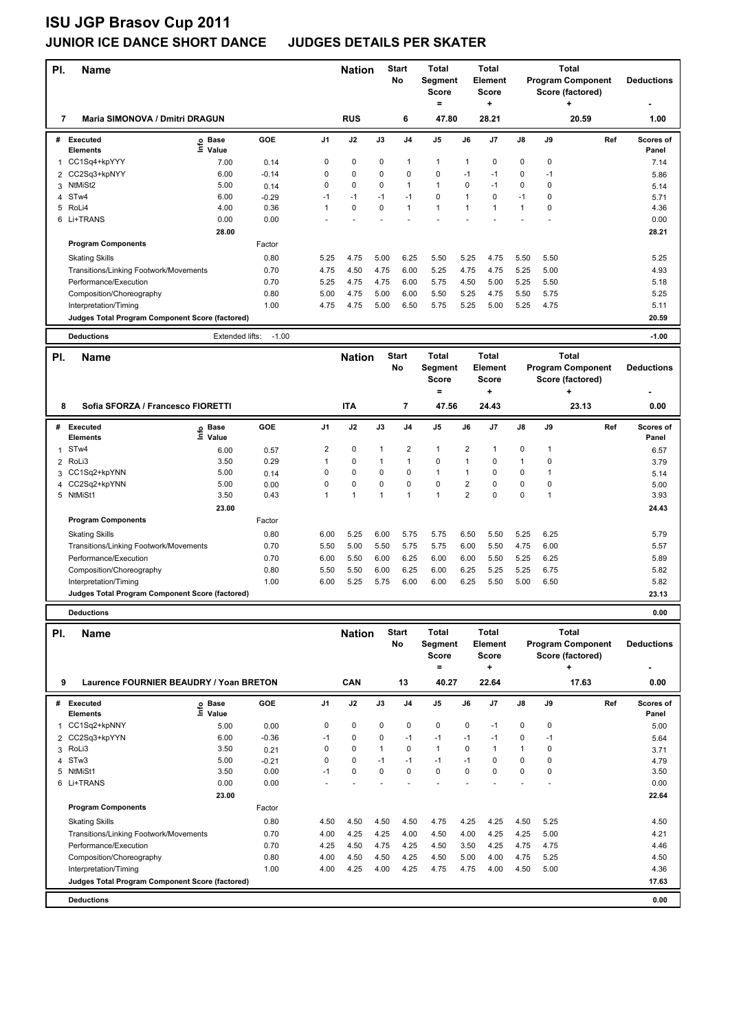# ISU JGP Brasov Cup 2011

## JUNIOR ICE DANCE SHORT DANCE JUDGES DETAILS PER SKATER

| Pl. | Name | Nation | Start No | Total Segment Score = | Total Element Score + | Total Program Component Score (factored) + | Deductions - |
|---|---|---|---|---|---|---|---|
| 7 | Maria SIMONOVA / Dmitri DRAGUN | RUS | 6 | 47.80 | 28.21 | 20.59 | 1.00 |

| # | Executed Elements | Info | Base Value | GOE | J1 | J2 | J3 | J4 | J5 | J6 | J7 | J8 | J9 | Ref | Scores of Panel |
|---|---|---|---|---|---|---|---|---|---|---|---|---|---|---|---|
| 1 | CC1Sq4+kpYYY | | 7.00 | 0.14 | 0 | 0 | 0 | 1 | 1 | 1 | 0 | 0 | 0 | | 7.14 |
| 2 | CC2Sq3+kpNYY | | 6.00 | -0.14 | 0 | 0 | 0 | 0 | 0 | -1 | -1 | 0 | -1 | | 5.86 |
| 3 | NtMiSt2 | | 5.00 | 0.14 | 0 | 0 | 0 | 1 | 1 | 0 | -1 | 0 | 0 | | 5.14 |
| 4 | STw4 | | 6.00 | -0.29 | -1 | -1 | -1 | -1 | 0 | 1 | 0 | -1 | 0 | | 5.71 |
| 5 | RoLi4 | | 4.00 | 0.36 | 1 | 0 | 0 | 1 | 1 | 1 | 1 | 1 | 0 | | 4.36 |
| 6 | Li+TRANS | | 0.00 | 0.00 | - | - | - | - | - | - | - | - | - | | 0.00 |
| | | | 28.00 | | | | | | | | | | | | 28.21 |
| | **Program Components** | | | Factor | | | | | | | | | | | |
| | Skating Skills | | | 0.80 | 5.25 | 4.75 | 5.00 | 6.25 | 5.50 | 5.25 | 4.75 | 5.50 | 5.50 | | 5.25 |
| | Transitions/Linking Footwork/Movements | | | 0.70 | 4.75 | 4.50 | 4.75 | 6.00 | 5.25 | 4.75 | 4.75 | 5.25 | 5.00 | | 4.93 |
| | Performance/Execution | | | 0.70 | 5.25 | 4.75 | 4.75 | 6.00 | 5.75 | 4.50 | 5.00 | 5.25 | 5.50 | | 5.18 |
| | Composition/Choreography | | | 0.80 | 5.00 | 4.75 | 5.00 | 6.00 | 5.50 | 5.25 | 4.75 | 5.50 | 5.75 | | 5.25 |
| | Interpretation/Timing | | | 1.00 | 4.75 | 4.75 | 5.00 | 6.50 | 5.75 | 5.25 | 5.00 | 5.25 | 4.75 | | 5.11 |
| | **Judges Total Program Component Score (factored)** | | | | | | | | | | | | | | 20.59 |
| | **Deductions** | | Extended lifts: | -1.00 | | | | | | | | | | | -1.00 |

| Pl. | Name | Nation | Start No | Total Segment Score = | Total Element Score + | Total Program Component Score (factored) + | Deductions - |
|---|---|---|---|---|---|---|---|
| 8 | Sofia SFORZA / Francesco FIORETTI | ITA | 7 | 47.56 | 24.43 | 23.13 | 0.00 |

| # | Executed Elements | Info | Base Value | GOE | J1 | J2 | J3 | J4 | J5 | J6 | J7 | J8 | J9 | Ref | Scores of Panel |
|---|---|---|---|---|---|---|---|---|---|---|---|---|---|---|---|
| 1 | STw4 | | 6.00 | 0.57 | 2 | 0 | 1 | 2 | 1 | 2 | 1 | 0 | 1 | | 6.57 |
| 2 | RoLi3 | | 3.50 | 0.29 | 1 | 0 | 1 | 1 | 0 | 1 | 0 | 1 | 0 | | 3.79 |
| 3 | CC1Sq2+kpYNN | | 5.00 | 0.14 | 0 | 0 | 0 | 0 | 1 | 1 | 0 | 0 | 1 | | 5.14 |
| 4 | CC2Sq2+kpYNN | | 5.00 | 0.00 | 0 | 0 | 0 | 0 | 0 | 2 | 0 | 0 | 0 | | 5.00 |
| 5 | NtMiSt1 | | 3.50 | 0.43 | 1 | 1 | 1 | 1 | 1 | 2 | 0 | 0 | 1 | | 3.93 |
| | | | 23.00 | | | | | | | | | | | | 24.43 |
| | **Program Components** | | | Factor | | | | | | | | | | | |
| | Skating Skills | | | 0.80 | 6.00 | 5.25 | 6.00 | 5.75 | 5.75 | 6.50 | 5.50 | 5.25 | 6.25 | | 5.79 |
| | Transitions/Linking Footwork/Movements | | | 0.70 | 5.50 | 5.00 | 5.50 | 5.75 | 5.75 | 6.00 | 5.50 | 4.75 | 6.00 | | 5.57 |
| | Performance/Execution | | | 0.70 | 6.00 | 5.50 | 6.00 | 6.25 | 6.00 | 6.00 | 5.50 | 5.25 | 6.25 | | 5.89 |
| | Composition/Choreography | | | 0.80 | 5.50 | 5.50 | 6.00 | 6.25 | 6.00 | 6.25 | 5.25 | 5.25 | 6.75 | | 5.82 |
| | Interpretation/Timing | | | 1.00 | 6.00 | 5.25 | 5.75 | 6.00 | 6.00 | 6.25 | 5.50 | 5.00 | 6.50 | | 5.82 |
| | **Judges Total Program Component Score (factored)** | | | | | | | | | | | | | | 23.13 |
| | **Deductions** | | | | | | | | | | | | | | 0.00 |

| Pl. | Name | Nation | Start No | Total Segment Score = | Total Element Score + | Total Program Component Score (factored) + | Deductions - |
|---|---|---|---|---|---|---|---|
| 9 | Laurence FOURNIER BEAUDRY / Yoan BRETON | CAN | 13 | 40.27 | 22.64 | 17.63 | 0.00 |

| # | Executed Elements | Info | Base Value | GOE | J1 | J2 | J3 | J4 | J5 | J6 | J7 | J8 | J9 | Ref | Scores of Panel |
|---|---|---|---|---|---|---|---|---|---|---|---|---|---|---|---|
| 1 | CC1Sq2+kpNNY | | 5.00 | 0.00 | 0 | 0 | 0 | 0 | 0 | 0 | -1 | 0 | 0 | | 5.00 |
| 2 | CC2Sq3+kpYYN | | 6.00 | -0.36 | -1 | 0 | 0 | -1 | -1 | -1 | -1 | 0 | -1 | | 5.64 |
| 3 | RoLi3 | | 3.50 | 0.21 | 0 | 0 | 1 | 0 | 1 | 0 | 1 | 1 | 0 | | 3.71 |
| 4 | STw3 | | 5.00 | -0.21 | 0 | 0 | -1 | -1 | -1 | -1 | 0 | 0 | 0 | | 4.79 |
| 5 | NtMiSt1 | | 3.50 | 0.00 | -1 | 0 | 0 | 0 | 0 | 0 | 0 | 0 | 0 | | 3.50 |
| 6 | Li+TRANS | | 0.00 | 0.00 | - | - | - | - | - | - | - | - | - | | 0.00 |
| | | | 23.00 | | | | | | | | | | | | 22.64 |
| | **Program Components** | | | Factor | | | | | | | | | | | |
| | Skating Skills | | | 0.80 | 4.50 | 4.50 | 4.50 | 4.50 | 4.75 | 4.25 | 4.25 | 4.50 | 5.25 | | 4.50 |
| | Transitions/Linking Footwork/Movements | | | 0.70 | 4.00 | 4.25 | 4.25 | 4.00 | 4.50 | 4.00 | 4.25 | 4.25 | 5.00 | | 4.21 |
| | Performance/Execution | | | 0.70 | 4.25 | 4.50 | 4.75 | 4.25 | 4.50 | 3.50 | 4.25 | 4.75 | 4.75 | | 4.46 |
| | Composition/Choreography | | | 0.80 | 4.00 | 4.50 | 4.50 | 4.25 | 4.50 | 5.00 | 4.00 | 4.75 | 5.25 | | 4.50 |
| | Interpretation/Timing | | | 1.00 | 4.00 | 4.25 | 4.00 | 4.25 | 4.75 | 4.75 | 4.00 | 4.50 | 5.00 | | 4.36 |
| | **Judges Total Program Component Score (factored)** | | | | | | | | | | | | | | 17.63 |
| | **Deductions** | | | | | | | | | | | | | | 0.00 |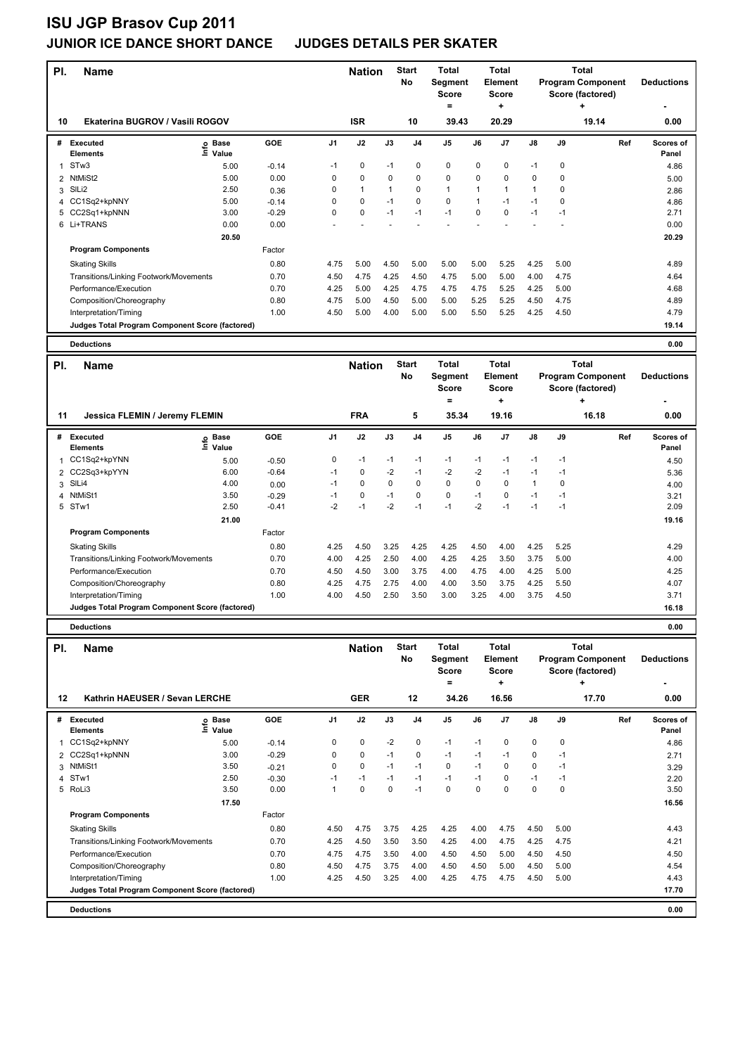# ISU JGP Brasov Cup 2011

## JUNIOR ICE DANCE SHORT DANCE JUDGES DETAILS PER SKATER

| Pl. | Name | Nation | Start No | Total Segment Score = | Total Element Score + | Total Program Component Score (factored) + | Deductions - |
|---|---|---|---|---|---|---|---|
| 10 | Ekaterina BUGROV / Vasili ROGOV | ISR | 10 | 39.43 | 20.29 | 19.14 | 0.00 |

| # | Executed Elements | Info | Base Value | GOE | J1 | J2 | J3 | J4 | J5 | J6 | J7 | J8 | J9 | Ref | Scores of Panel |
|---|---|---|---|---|---|---|---|---|---|---|---|---|---|---|---|
| 1 | STw3 | | 5.00 | -0.14 | -1 | 0 | -1 | 0 | 0 | 0 | 0 | -1 | 0 | | 4.86 |
| 2 | NtMiSt2 | | 5.00 | 0.00 | 0 | 0 | 0 | 0 | 0 | 0 | 0 | 0 | 0 | | 5.00 |
| 3 | SlLi2 | | 2.50 | 0.36 | 0 | 1 | 1 | 0 | 1 | 1 | 1 | 1 | 0 | | 2.86 |
| 4 | CC1Sq2+kpNNY | | 5.00 | -0.14 | 0 | 0 | -1 | 0 | 0 | 1 | -1 | -1 | 0 | | 4.86 |
| 5 | CC2Sq1+kpNNN | | 3.00 | -0.29 | 0 | 0 | -1 | -1 | -1 | 0 | 0 | -1 | -1 | | 2.71 |
| 6 | Li+TRANS | | 0.00 | 0.00 | - | - | - | - | - | - | - | - | - | | 0.00 |
| | | | 20.50 | | | | | | | | | | | | 20.29 |

| Program Components | Factor | J1 | J2 | J3 | J4 | J5 | J6 | J7 | J8 | J9 | Scores of Panel |
|---|---|---|---|---|---|---|---|---|---|---|---|
| Skating Skills | 0.80 | 4.75 | 5.00 | 4.50 | 5.00 | 5.00 | 5.00 | 5.25 | 4.25 | 5.00 | 4.89 |
| Transitions/Linking Footwork/Movements | 0.70 | 4.50 | 4.75 | 4.25 | 4.50 | 4.75 | 5.00 | 5.00 | 4.00 | 4.75 | 4.64 |
| Performance/Execution | 0.70 | 4.25 | 5.00 | 4.25 | 4.75 | 4.75 | 4.75 | 5.25 | 4.25 | 5.00 | 4.68 |
| Composition/Choreography | 0.80 | 4.75 | 5.00 | 4.50 | 5.00 | 5.00 | 5.25 | 5.25 | 4.50 | 4.75 | 4.89 |
| Interpretation/Timing | 1.00 | 4.50 | 5.00 | 4.00 | 5.00 | 5.00 | 5.50 | 5.25 | 4.25 | 4.50 | 4.79 |
| Judges Total Program Component Score (factored) | | | | | | | | | | | 19.14 |

**Deductions** 0.00

| Pl. | Name | Nation | Start No | Total Segment Score = | Total Element Score + | Total Program Component Score (factored) + | Deductions - |
|---|---|---|---|---|---|---|---|
| 11 | Jessica FLEMIN / Jeremy FLEMIN | FRA | 5 | 35.34 | 19.16 | 16.18 | 0.00 |

| # | Executed Elements | Info | Base Value | GOE | J1 | J2 | J3 | J4 | J5 | J6 | J7 | J8 | J9 | Ref | Scores of Panel |
|---|---|---|---|---|---|---|---|---|---|---|---|---|---|---|---|
| 1 | CC1Sq2+kpYNN | | 5.00 | -0.50 | 0 | -1 | -1 | -1 | -1 | -1 | -1 | -1 | -1 | | 4.50 |
| 2 | CC2Sq3+kpYYN | | 6.00 | -0.64 | -1 | 0 | -2 | -1 | -2 | -2 | -1 | -1 | -1 | | 5.36 |
| 3 | SlLi4 | | 4.00 | 0.00 | -1 | 0 | 0 | 0 | 0 | 0 | 0 | 1 | 0 | | 4.00 |
| 4 | NtMiSt1 | | 3.50 | -0.29 | -1 | 0 | -1 | 0 | 0 | -1 | 0 | -1 | -1 | | 3.21 |
| 5 | STw1 | | 2.50 | -0.41 | -2 | -1 | -2 | -1 | -1 | -2 | -1 | -1 | -1 | | 2.09 |
| | | | 21.00 | | | | | | | | | | | | 19.16 |

| Program Components | Factor | J1 | J2 | J3 | J4 | J5 | J6 | J7 | J8 | J9 | Scores of Panel |
|---|---|---|---|---|---|---|---|---|---|---|---|
| Skating Skills | 0.80 | 4.25 | 4.50 | 3.25 | 4.25 | 4.25 | 4.50 | 4.00 | 4.25 | 5.25 | 4.29 |
| Transitions/Linking Footwork/Movements | 0.70 | 4.00 | 4.25 | 2.50 | 4.00 | 4.25 | 4.25 | 3.50 | 3.75 | 5.00 | 4.00 |
| Performance/Execution | 0.70 | 4.50 | 4.50 | 3.00 | 3.75 | 4.00 | 4.75 | 4.00 | 4.25 | 5.00 | 4.25 |
| Composition/Choreography | 0.80 | 4.25 | 4.75 | 2.75 | 4.00 | 4.00 | 3.50 | 3.75 | 4.25 | 5.50 | 4.07 |
| Interpretation/Timing | 1.00 | 4.00 | 4.50 | 2.50 | 3.50 | 3.00 | 3.25 | 4.00 | 3.75 | 4.50 | 3.71 |
| Judges Total Program Component Score (factored) | | | | | | | | | | | 16.18 |

**Deductions** 0.00

| Pl. | Name | Nation | Start No | Total Segment Score = | Total Element Score + | Total Program Component Score (factored) + | Deductions - |
|---|---|---|---|---|---|---|---|
| 12 | Kathrin HAEUSER / Sevan LERCHE | GER | 12 | 34.26 | 16.56 | 17.70 | 0.00 |

| # | Executed Elements | Info | Base Value | GOE | J1 | J2 | J3 | J4 | J5 | J6 | J7 | J8 | J9 | Ref | Scores of Panel |
|---|---|---|---|---|---|---|---|---|---|---|---|---|---|---|---|
| 1 | CC1Sq2+kpNNY | | 5.00 | -0.14 | 0 | 0 | -2 | 0 | -1 | -1 | 0 | 0 | 0 | | 4.86 |
| 2 | CC2Sq1+kpNNN | | 3.00 | -0.29 | 0 | 0 | -1 | 0 | -1 | -1 | -1 | 0 | -1 | | 2.71 |
| 3 | NtMiSt1 | | 3.50 | -0.21 | 0 | 0 | -1 | -1 | 0 | -1 | 0 | 0 | -1 | | 3.29 |
| 4 | STw1 | | 2.50 | -0.30 | -1 | -1 | -1 | -1 | -1 | -1 | 0 | -1 | -1 | | 2.20 |
| 5 | RoLi3 | | 3.50 | 0.00 | 1 | 0 | 0 | -1 | 0 | 0 | 0 | 0 | 0 | | 3.50 |
| | | | 17.50 | | | | | | | | | | | | 16.56 |

| Program Components | Factor | J1 | J2 | J3 | J4 | J5 | J6 | J7 | J8 | J9 | Scores of Panel |
|---|---|---|---|---|---|---|---|---|---|---|---|
| Skating Skills | 0.80 | 4.50 | 4.75 | 3.75 | 4.25 | 4.25 | 4.00 | 4.75 | 4.50 | 5.00 | 4.43 |
| Transitions/Linking Footwork/Movements | 0.70 | 4.25 | 4.50 | 3.50 | 3.50 | 4.25 | 4.00 | 4.75 | 4.25 | 4.75 | 4.21 |
| Performance/Execution | 0.70 | 4.75 | 4.75 | 3.50 | 4.00 | 4.50 | 4.50 | 5.00 | 4.50 | 4.50 | 4.50 |
| Composition/Choreography | 0.80 | 4.50 | 4.75 | 3.75 | 4.00 | 4.50 | 4.50 | 5.00 | 4.50 | 5.00 | 4.54 |
| Interpretation/Timing | 1.00 | 4.25 | 4.50 | 3.25 | 4.00 | 4.25 | 4.75 | 4.75 | 4.50 | 5.00 | 4.43 |
| Judges Total Program Component Score (factored) | | | | | | | | | | | 17.70 |

**Deductions** 0.00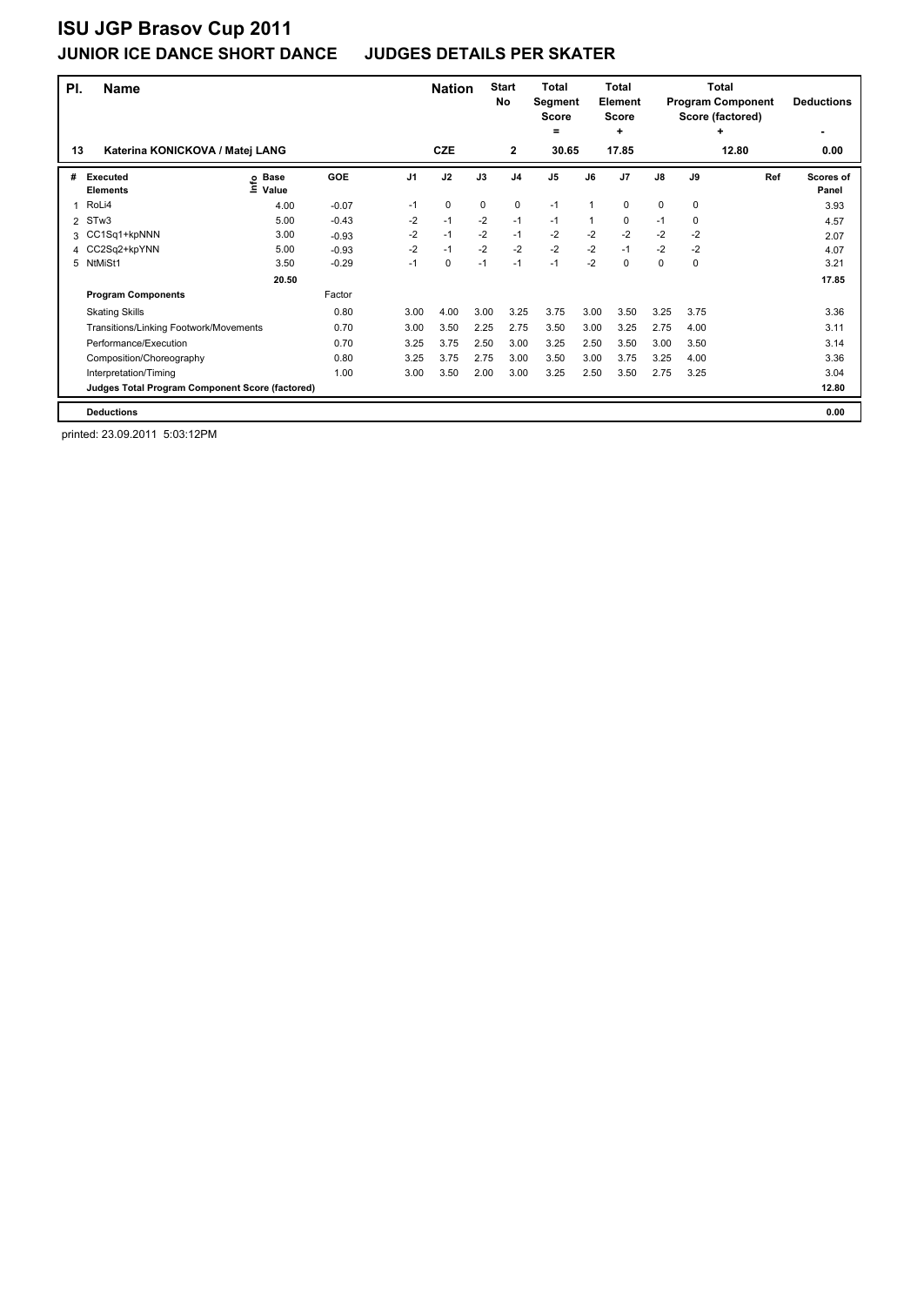# ISU JGP Brasov Cup 2011

## JUNIOR ICE DANCE SHORT DANCE JUDGES DETAILS PER SKATER

| Pl. | Name | Nation | Start No | Total Segment Score = | Total Element Score + | Total Program Component Score (factored) + | Deductions - |
|---|---|---|---|---|---|---|---|
| 13 | Katerina KONICKOVA / Matej LANG | CZE | 2 | 30.65 | 17.85 | 12.80 | 0.00 |

| # | Executed Elements | Info | Base Value | GOE | J1 | J2 | J3 | J4 | J5 | J6 | J7 | J8 | J9 | Ref | Scores of Panel |
|---|---|---|---|---|---|---|---|---|---|---|---|---|---|---|---|
| 1 | RoLi4 | | 4.00 | -0.07 | -1 | 0 | 0 | 0 | -1 | 1 | 0 | 0 | 0 | | 3.93 |
| 2 | STw3 | | 5.00 | -0.43 | -2 | -1 | -2 | -1 | -1 | 1 | 0 | -1 | 0 | | 4.57 |
| 3 | CC1Sq1+kpNNN | | 3.00 | -0.93 | -2 | -1 | -2 | -1 | -2 | -2 | -2 | -2 | -2 | | 2.07 |
| 4 | CC2Sq2+kpYNN | | 5.00 | -0.93 | -2 | -1 | -2 | -2 | -2 | -2 | -1 | -2 | -2 | | 4.07 |
| 5 | NtMiSt1 | | 3.50 | -0.29 | -1 | 0 | -1 | -1 | -1 | -2 | 0 | 0 | 0 | | 3.21 |
| | | | 20.50 | | | | | | | | | | | | 17.85 |
| | **Program Components** | | | Factor | | | | | | | | | | | |
| | Skating Skills | | | 0.80 | 3.00 | 4.00 | 3.00 | 3.25 | 3.75 | 3.00 | 3.50 | 3.25 | 3.75 | | 3.36 |
| | Transitions/Linking Footwork/Movements | | | 0.70 | 3.00 | 3.50 | 2.25 | 2.75 | 3.50 | 3.00 | 3.25 | 2.75 | 4.00 | | 3.11 |
| | Performance/Execution | | | 0.70 | 3.25 | 3.75 | 2.50 | 3.00 | 3.25 | 2.50 | 3.50 | 3.00 | 3.50 | | 3.14 |
| | Composition/Choreography | | | 0.80 | 3.25 | 3.75 | 2.75 | 3.00 | 3.50 | 3.00 | 3.75 | 3.25 | 4.00 | | 3.36 |
| | Interpretation/Timing | | | 1.00 | 3.00 | 3.50 | 2.00 | 3.00 | 3.25 | 2.50 | 3.50 | 2.75 | 3.25 | | 3.04 |
| | **Judges Total Program Component Score (factored)** | | | | | | | | | | | | | | 12.80 |
| | **Deductions** | | | | | | | | | | | | | | 0.00 |

printed: 23.09.2011 5:03:12PM